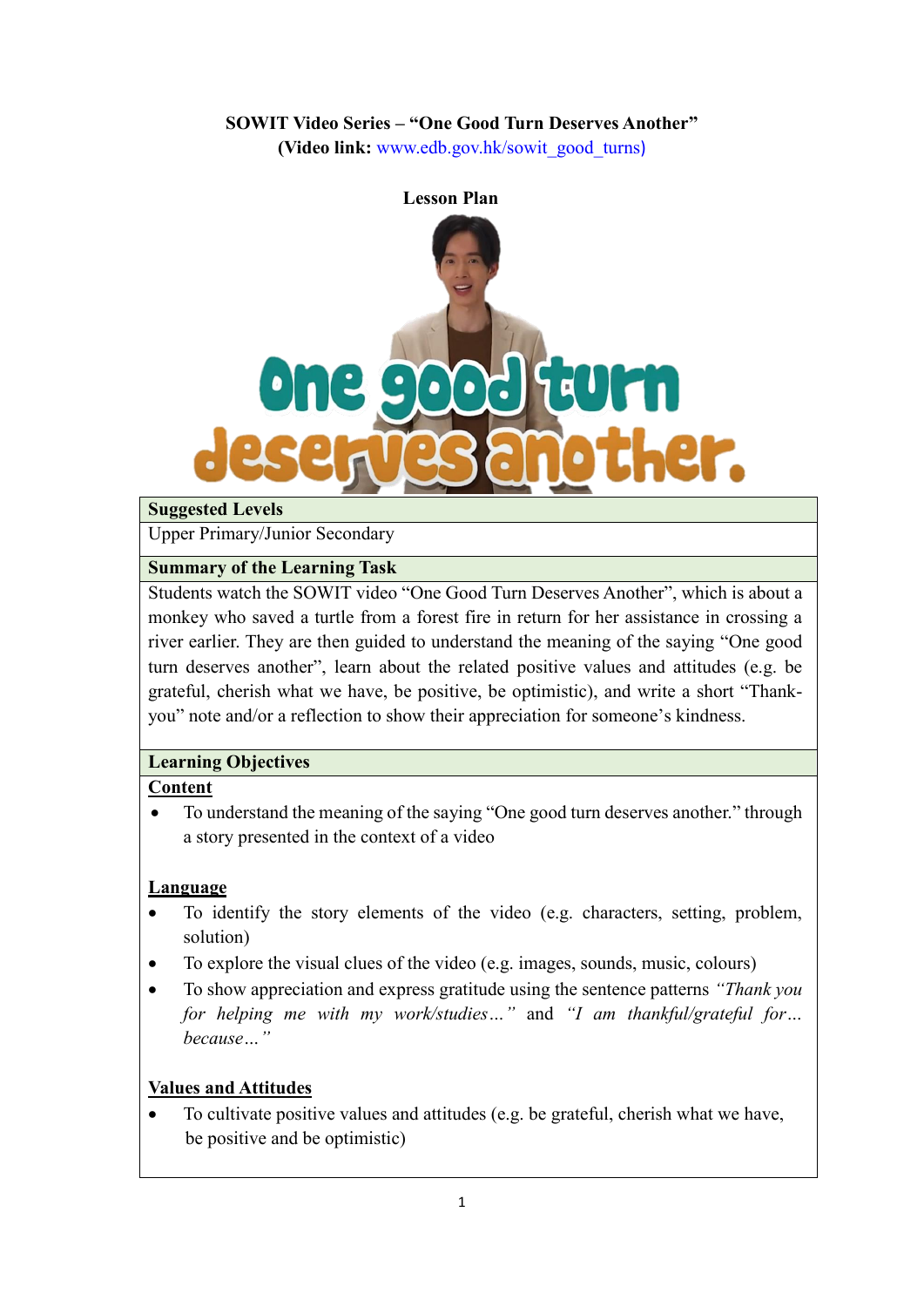**SOWIT Video Series – "One Good Turn Deserves Another"**
**(Video link: www.edb.gov.hk/sowit_good_turns)**

**Lesson Plan**

| **Suggested Levels** |
|---|
| Upper Primary/Junior Secondary |
| **Summary of the Learning Task** |
| Students watch the SOWIT video "One Good Turn Deserves Another", which is about a monkey who saved a turtle from a forest fire in return for her assistance in crossing a river earlier. They are then guided to understand the meaning of the saying "One good turn deserves another", learn about the related positive values and attitudes (e.g. be grateful, cherish what we have, be positive, be optimistic), and write a short "Thank-you" note and/or a reflection to show their appreciation for someone's kindness. |
| **Learning Objectives** |
| <u>**Content**</u><br>• To understand the meaning of the saying "One good turn deserves another." through a story presented in the context of a video<br><br><u>**Language**</u><br>• To identify the story elements of the video (e.g. characters, setting, problem, solution)<br>• To explore the visual clues of the video (e.g. images, sounds, music, colours)<br>• To show appreciation and express gratitude using the sentence patterns *"Thank you for helping me with my work/studies…"* and *"I am thankful/grateful for… because…"*<br><br><u>**Values and Attitudes**</u><br>• To cultivate positive values and attitudes (e.g. be grateful, cherish what we have, be positive and be optimistic) |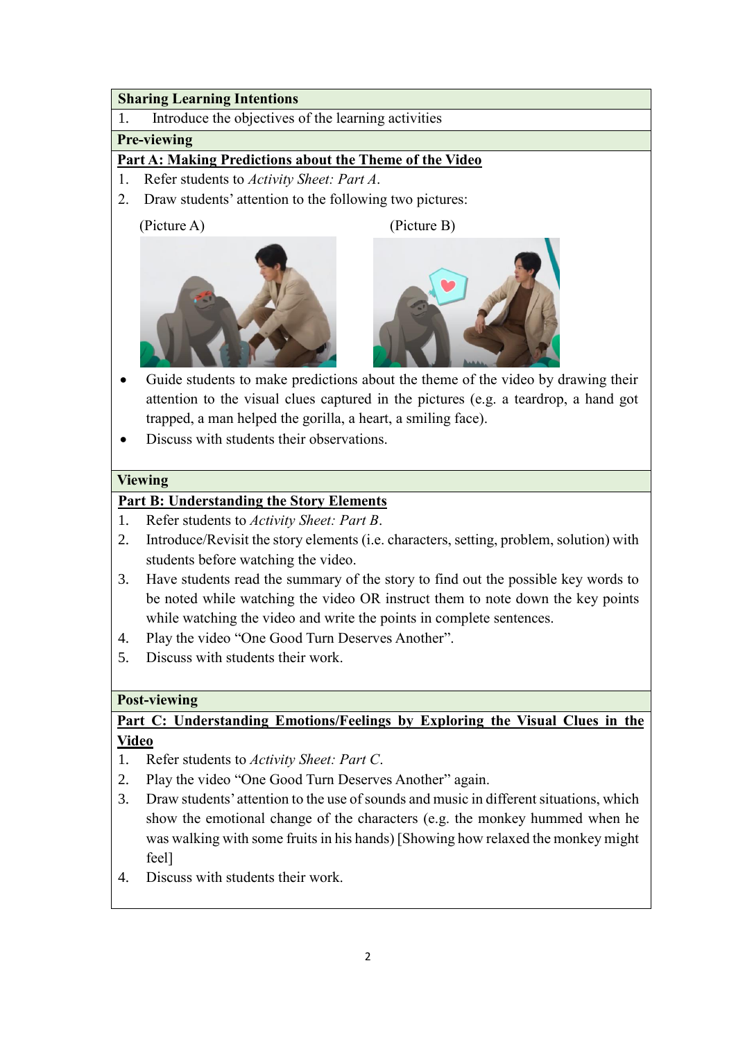**Sharing Learning Intentions**

1. Introduce the objectives of the learning activities

**Pre-viewing**

**<u>Part A: Making Predictions about the Theme of the Video</u>**

1. Refer students to *Activity Sheet: Part A*.
2. Draw students' attention to the following two pictures:

(Picture A) (Picture B)

- Guide students to make predictions about the theme of the video by drawing their attention to the visual clues captured in the pictures (e.g. a teardrop, a hand got trapped, a man helped the gorilla, a heart, a smiling face).
- Discuss with students their observations.

**Viewing**

**<u>Part B: Understanding the Story Elements</u>**

1. Refer students to *Activity Sheet: Part B*.
2. Introduce/Revisit the story elements (i.e. characters, setting, problem, solution) with students before watching the video.
3. Have students read the summary of the story to find out the possible key words to be noted while watching the video OR instruct them to note down the key points while watching the video and write the points in complete sentences.
4. Play the video "One Good Turn Deserves Another".
5. Discuss with students their work.

**Post-viewing**

**<u>Part C: Understanding Emotions/Feelings by Exploring the Visual Clues in the Video</u>**

1. Refer students to *Activity Sheet: Part C*.
2. Play the video "One Good Turn Deserves Another" again.
3. Draw students' attention to the use of sounds and music in different situations, which show the emotional change of the characters (e.g. the monkey hummed when he was walking with some fruits in his hands) [Showing how relaxed the monkey might feel]
4. Discuss with students their work.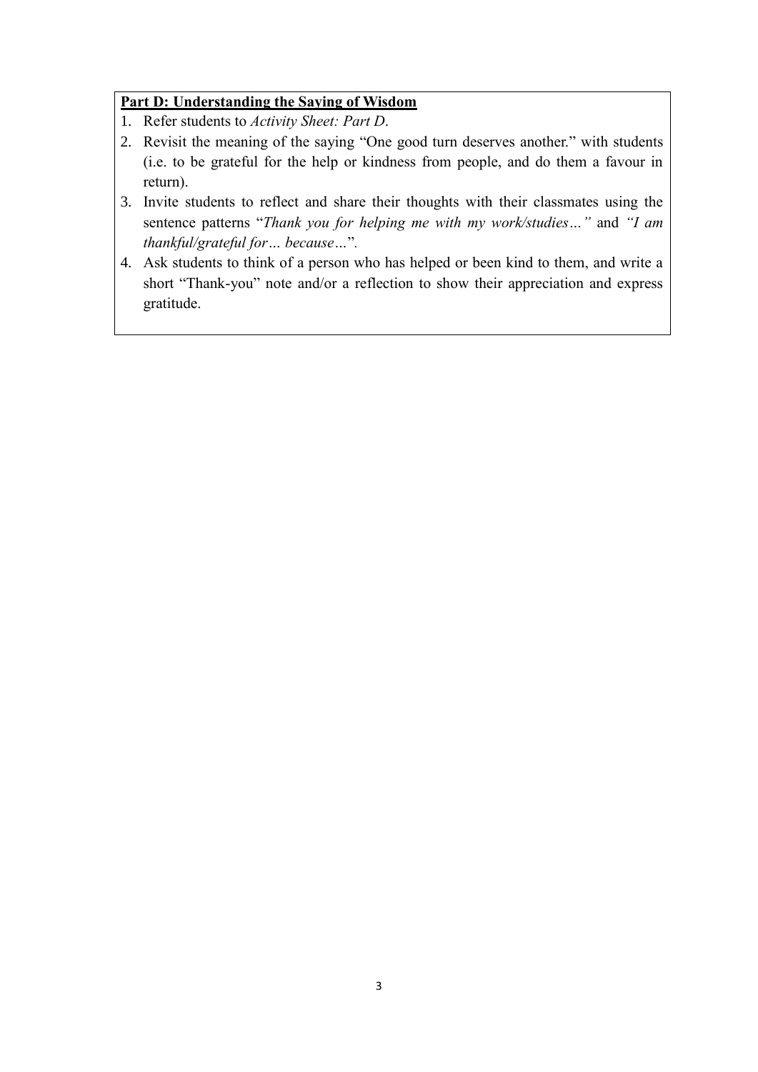**Part D: Understanding the Saying of Wisdom**

1. Refer students to *Activity Sheet: Part D*.
2. Revisit the meaning of the saying "One good turn deserves another." with students (i.e. to be grateful for the help or kindness from people, and do them a favour in return).
3. Invite students to reflect and share their thoughts with their classmates using the sentence patterns "*Thank you for helping me with my work/studies…"* and *"I am thankful/grateful for… because…*".
4. Ask students to think of a person who has helped or been kind to them, and write a short "Thank-you" note and/or a reflection to show their appreciation and express gratitude.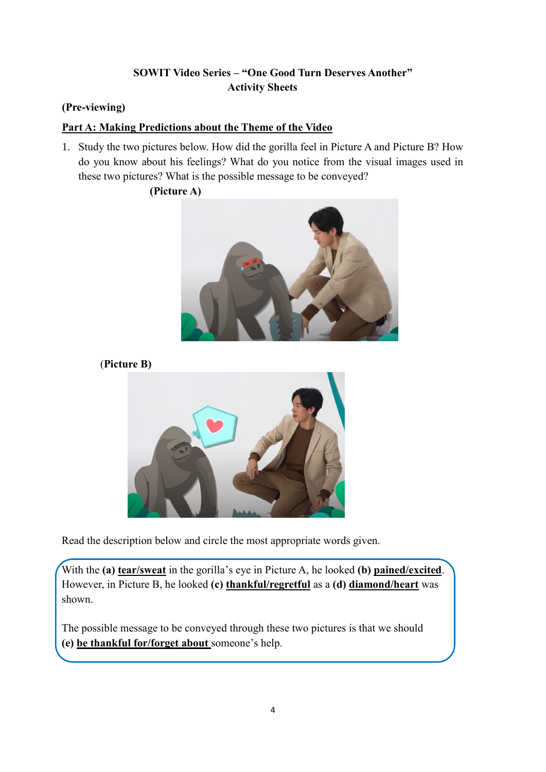**SOWIT Video Series – "One Good Turn Deserves Another"**
**Activity Sheets**

**(Pre-viewing)**

**Part A: Making Predictions about the Theme of the Video**

1. Study the two pictures below. How did the gorilla feel in Picture A and Picture B? How do you know about his feelings? What do you notice from the visual images used in these two pictures? What is the possible message to be conveyed?

**(Picture A)**

**(Picture B)**

Read the description below and circle the most appropriate words given.

With the **(a)** **tear/sweat** in the gorilla's eye in Picture A, he looked **(b)** **pained/excited**. However, in Picture B, he looked **(c)** **thankful/regretful** as a **(d)** **diamond/heart** was shown.

The possible message to be conveyed through these two pictures is that we should **(e)** **be thankful for/forget about** someone's help.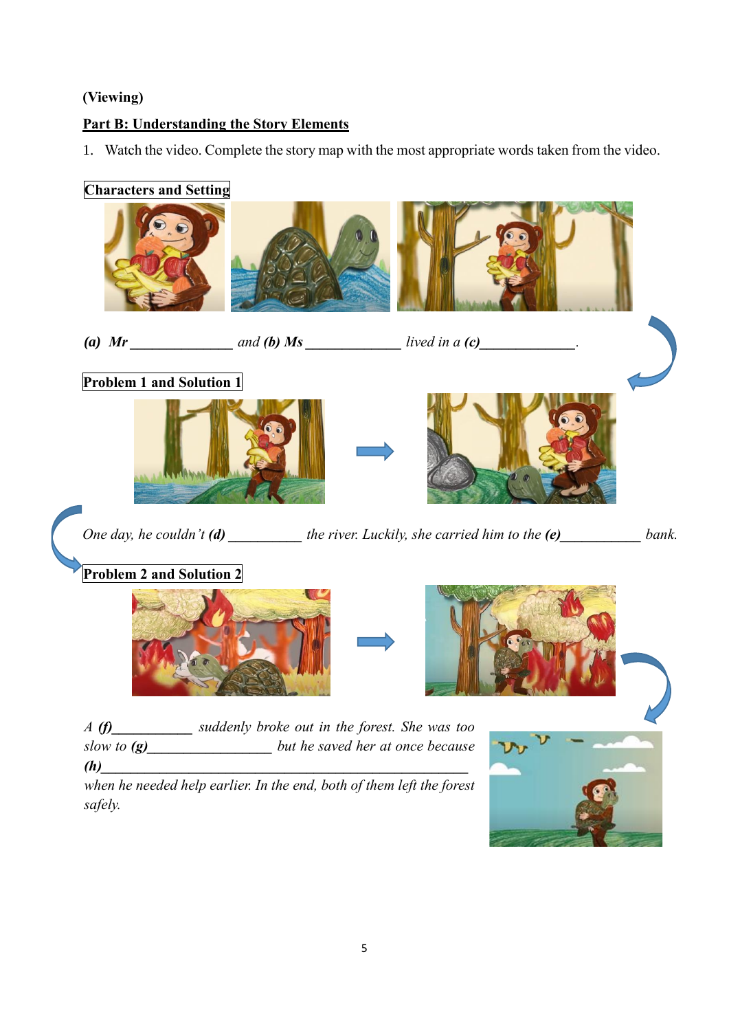**(Viewing)**

**Part B: Understanding the Story Elements**

1. Watch the video. Complete the story map with the most appropriate words taken from the video.

**Characters and Setting**

***(a)*** *Mr ______________ and* ***(b)*** *Ms _____________ lived in a* ***(c)****_____________.*

**Problem 1 and Solution 1**

*One day, he couldn't* ***(d)*** *__________ the river. Luckily, she carried him to the* ***(e)****___________ bank.*

**Problem 2 and Solution 2**

*A* ***(f)****___________ suddenly broke out in the forest. She was too slow to* ***(g)****_________________ but he saved her at once because* ***(h)****____________________________________________________ when he needed help earlier. In the end, both of them left the forest safely.*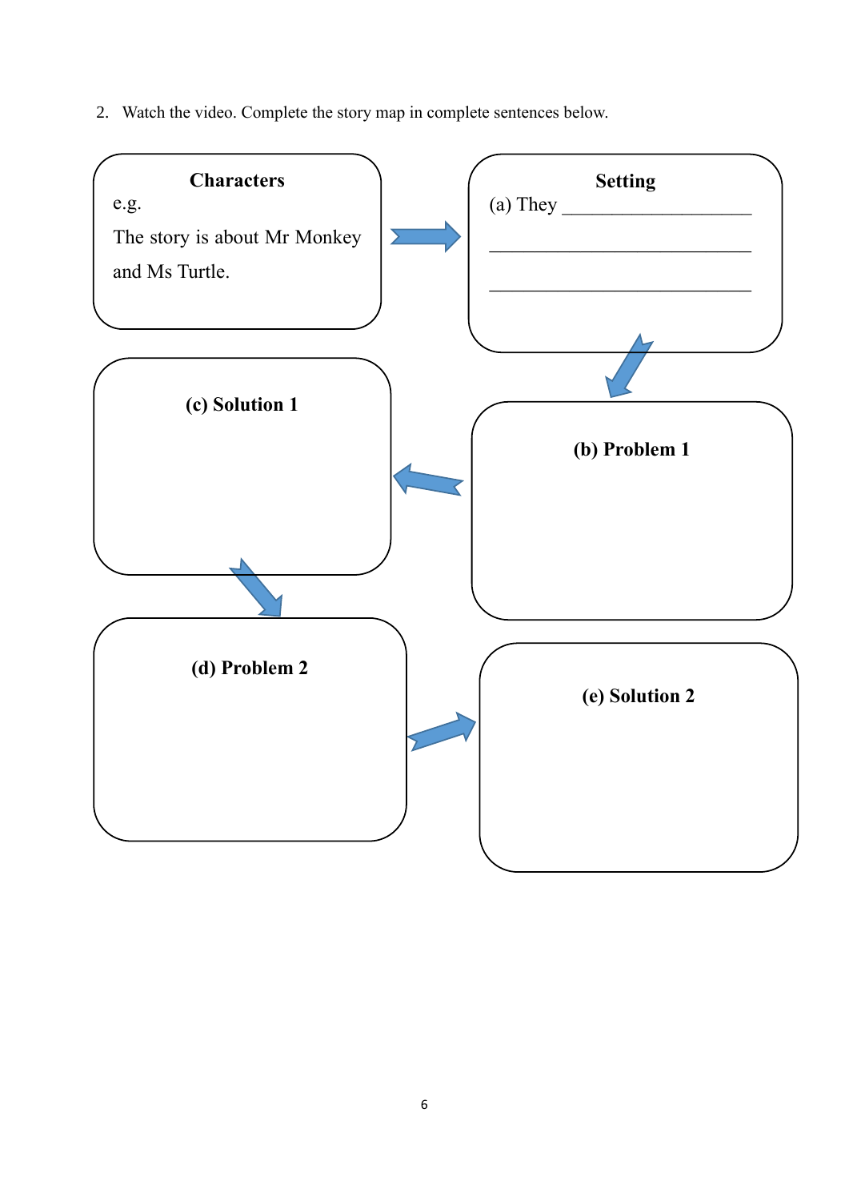2. Watch the video. Complete the story map in complete sentences below.

**Characters**

e.g.

The story is about Mr Monkey and Ms Turtle.

**Setting**

(a) They ____________________

______________________________

______________________________

**(b) Problem 1**

**(c) Solution 1**

**(d) Problem 2**

**(e) Solution 2**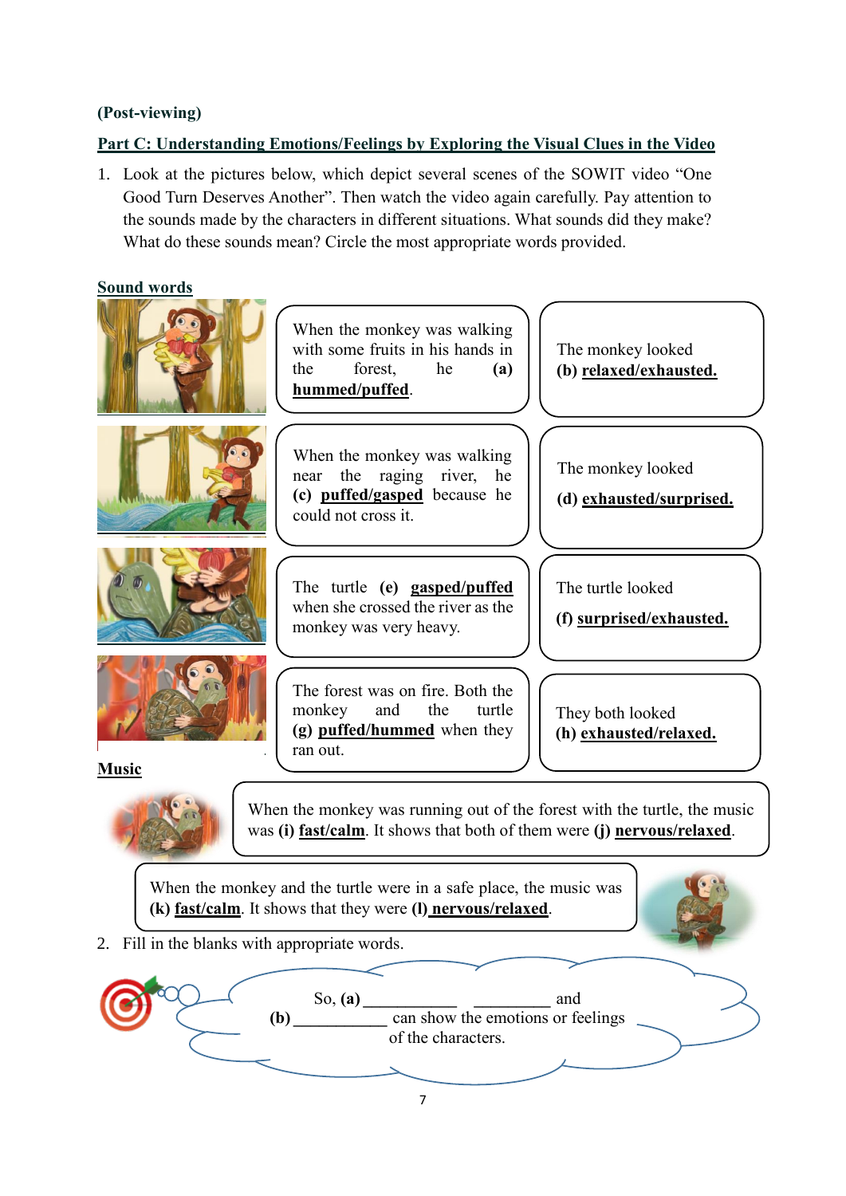(Post-viewing)

**Part C: Understanding Emotions/Feelings by Exploring the Visual Clues in the Video**

1. Look at the pictures below, which depict several scenes of the SOWIT video "One Good Turn Deserves Another". Then watch the video again carefully. Pay attention to the sounds made by the characters in different situations. What sounds did they make? What do these sounds mean? Circle the most appropriate words provided.

**Sound words**

| | |
|---|---|
| When the monkey was walking with some fruits in his hands in the forest, he **(a) hummed/puffed**. | The monkey looked **(b) relaxed/exhausted.** |
| When the monkey was walking near the raging river, he **(c) puffed/gasped** because he could not cross it. | The monkey looked **(d) exhausted/surprised.** |
| The turtle **(e) gasped/puffed** when she crossed the river as the monkey was very heavy. | The turtle looked **(f) surprised/exhausted.** |
| The forest was on fire. Both the monkey and the turtle **(g) puffed/hummed** when they ran out. | They both looked **(h) exhausted/relaxed.** |

**Music**

When the monkey was running out of the forest with the turtle, the music was **(i) fast/calm**. It shows that both of them were **(j) nervous/relaxed**.

When the monkey and the turtle were in a safe place, the music was **(k) fast/calm**. It shows that they were **(l) nervous/relaxed**.

2. Fill in the blanks with appropriate words.

So, **(a)** ___________ _________ and **(b)** ___________ can show the emotions or feelings of the characters.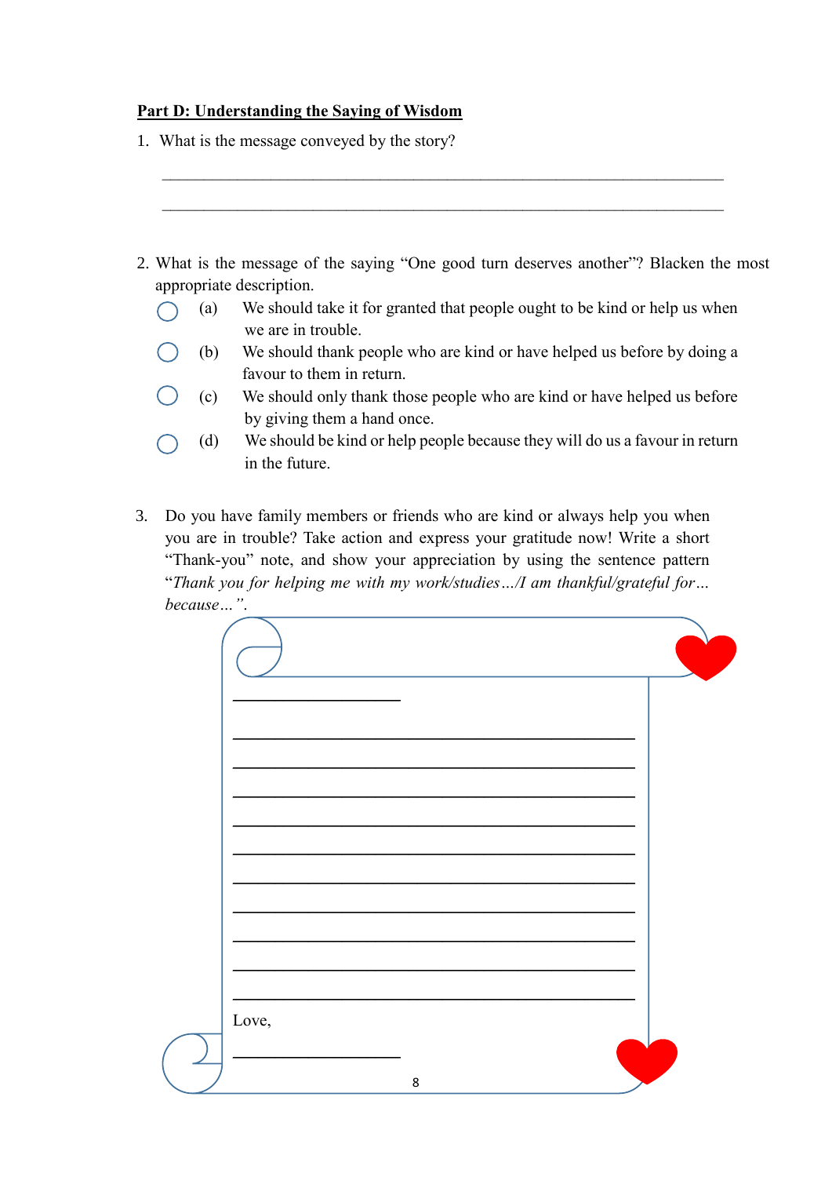**Part D: Understanding the Saying of Wisdom**

1. What is the message conveyed by the story?

   \_\_\_\_\_\_\_\_\_\_\_\_\_\_\_\_\_\_\_\_\_\_\_\_\_\_\_\_\_\_\_\_\_\_\_\_\_\_\_\_\_\_\_\_\_\_\_\_\_\_\_\_\_\_\_\_\_\_\_\_

   \_\_\_\_\_\_\_\_\_\_\_\_\_\_\_\_\_\_\_\_\_\_\_\_\_\_\_\_\_\_\_\_\_\_\_\_\_\_\_\_\_\_\_\_\_\_\_\_\_\_\_\_\_\_\_\_\_\_\_\_

2. What is the message of the saying "One good turn deserves another"? Blacken the most appropriate description.

   ◯ (a) We should take it for granted that people ought to be kind or help us when we are in trouble.

   ◯ (b) We should thank people who are kind or have helped us before by doing a favour to them in return.

   ◯ (c) We should only thank those people who are kind or have helped us before by giving them a hand once.

   ◯ (d) We should be kind or help people because they will do us a favour in return in the future.

3. Do you have family members or friends who are kind or always help you when you are in trouble? Take action and express your gratitude now! Write a short "Thank-you" note, and show your appreciation by using the sentence pattern "*Thank you for helping me with my work/studies…/I am thankful/grateful for… because…*".

\_\_\_\_\_\_\_\_\_\_\_\_\_\_\_\_\_\_\_\_

\_\_\_\_\_\_\_\_\_\_\_\_\_\_\_\_\_\_\_\_\_\_\_\_\_\_\_\_\_\_\_\_\_\_\_\_\_\_\_\_\_\_\_\_\_\_

\_\_\_\_\_\_\_\_\_\_\_\_\_\_\_\_\_\_\_\_\_\_\_\_\_\_\_\_\_\_\_\_\_\_\_\_\_\_\_\_\_\_\_\_\_\_

\_\_\_\_\_\_\_\_\_\_\_\_\_\_\_\_\_\_\_\_\_\_\_\_\_\_\_\_\_\_\_\_\_\_\_\_\_\_\_\_\_\_\_\_\_\_

\_\_\_\_\_\_\_\_\_\_\_\_\_\_\_\_\_\_\_\_\_\_\_\_\_\_\_\_\_\_\_\_\_\_\_\_\_\_\_\_\_\_\_\_\_\_

\_\_\_\_\_\_\_\_\_\_\_\_\_\_\_\_\_\_\_\_\_\_\_\_\_\_\_\_\_\_\_\_\_\_\_\_\_\_\_\_\_\_\_\_\_\_

\_\_\_\_\_\_\_\_\_\_\_\_\_\_\_\_\_\_\_\_\_\_\_\_\_\_\_\_\_\_\_\_\_\_\_\_\_\_\_\_\_\_\_\_\_\_

\_\_\_\_\_\_\_\_\_\_\_\_\_\_\_\_\_\_\_\_\_\_\_\_\_\_\_\_\_\_\_\_\_\_\_\_\_\_\_\_\_\_\_\_\_\_

\_\_\_\_\_\_\_\_\_\_\_\_\_\_\_\_\_\_\_\_\_\_\_\_\_\_\_\_\_\_\_\_\_\_\_\_\_\_\_\_\_\_\_\_\_\_

\_\_\_\_\_\_\_\_\_\_\_\_\_\_\_\_\_\_\_\_\_\_\_\_\_\_\_\_\_\_\_\_\_\_\_\_\_\_\_\_\_\_\_\_\_\_

\_\_\_\_\_\_\_\_\_\_\_\_\_\_\_\_\_\_\_\_\_\_\_\_\_\_\_\_\_\_\_\_\_\_\_\_\_\_\_\_\_\_\_\_\_\_

Love,

\_\_\_\_\_\_\_\_\_\_\_\_\_\_\_\_\_\_\_\_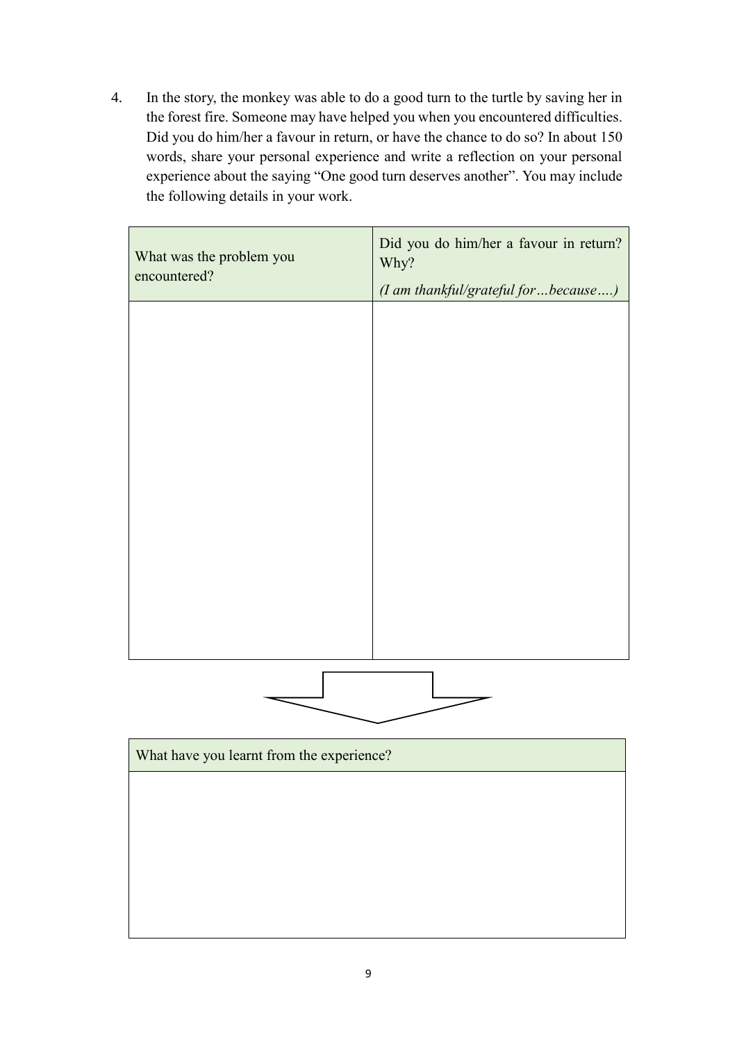4. In the story, the monkey was able to do a good turn to the turtle by saving her in the forest fire. Someone may have helped you when you encountered difficulties. Did you do him/her a favour in return, or have the chance to do so? In about 150 words, share your personal experience and write a reflection on your personal experience about the saying "One good turn deserves another". You may include the following details in your work.

| What was the problem you encountered? | Did you do him/her a favour in return? Why? *(I am thankful/grateful for…because….)* |
| --- | --- |
| | |

| What have you learnt from the experience? |
| --- |
| |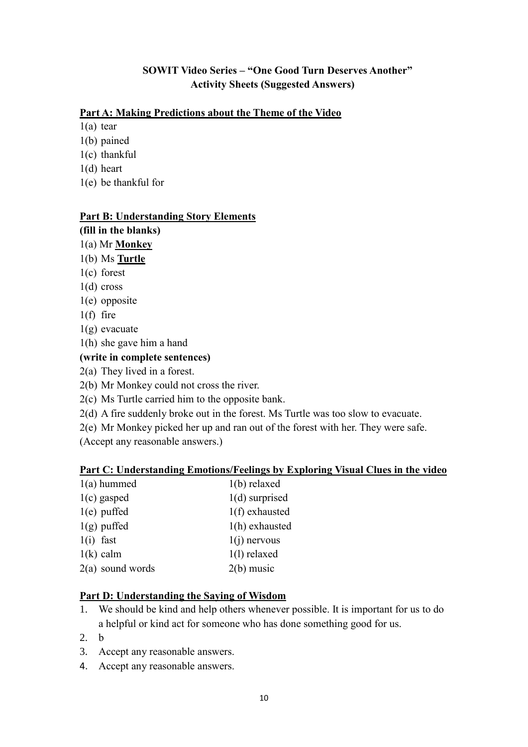## SOWIT Video Series – "One Good Turn Deserves Another"
## Activity Sheets (Suggested Answers)

**Part A: Making Predictions about the Theme of the Video**

1(a) tear
1(b) pained
1(c) thankful
1(d) heart
1(e) be thankful for

**Part B: Understanding Story Elements**

**(fill in the blanks)**

1(a) Mr **Monkey**
1(b) Ms **Turtle**
1(c) forest
1(d) cross
1(e) opposite
1(f) fire
1(g) evacuate
1(h) she gave him a hand

**(write in complete sentences)**

2(a) They lived in a forest.
2(b) Mr Monkey could not cross the river.
2(c) Ms Turtle carried him to the opposite bank.
2(d) A fire suddenly broke out in the forest. Ms Turtle was too slow to evacuate.
2(e) Mr Monkey picked her up and ran out of the forest with her. They were safe.
(Accept any reasonable answers.)

**Part C: Understanding Emotions/Feelings by Exploring Visual Clues in the video**

| | |
|---|---|
| 1(a) hummed | 1(b) relaxed |
| 1(c) gasped | 1(d) surprised |
| 1(e) puffed | 1(f) exhausted |
| 1(g) puffed | 1(h) exhausted |
| 1(i) fast | 1(j) nervous |
| 1(k) calm | 1(l) relaxed |
| 2(a) sound words | 2(b) music |

**Part D: Understanding the Saying of Wisdom**

1. We should be kind and help others whenever possible. It is important for us to do a helpful or kind act for someone who has done something good for us.
2. b
3. Accept any reasonable answers.
4. Accept any reasonable answers.